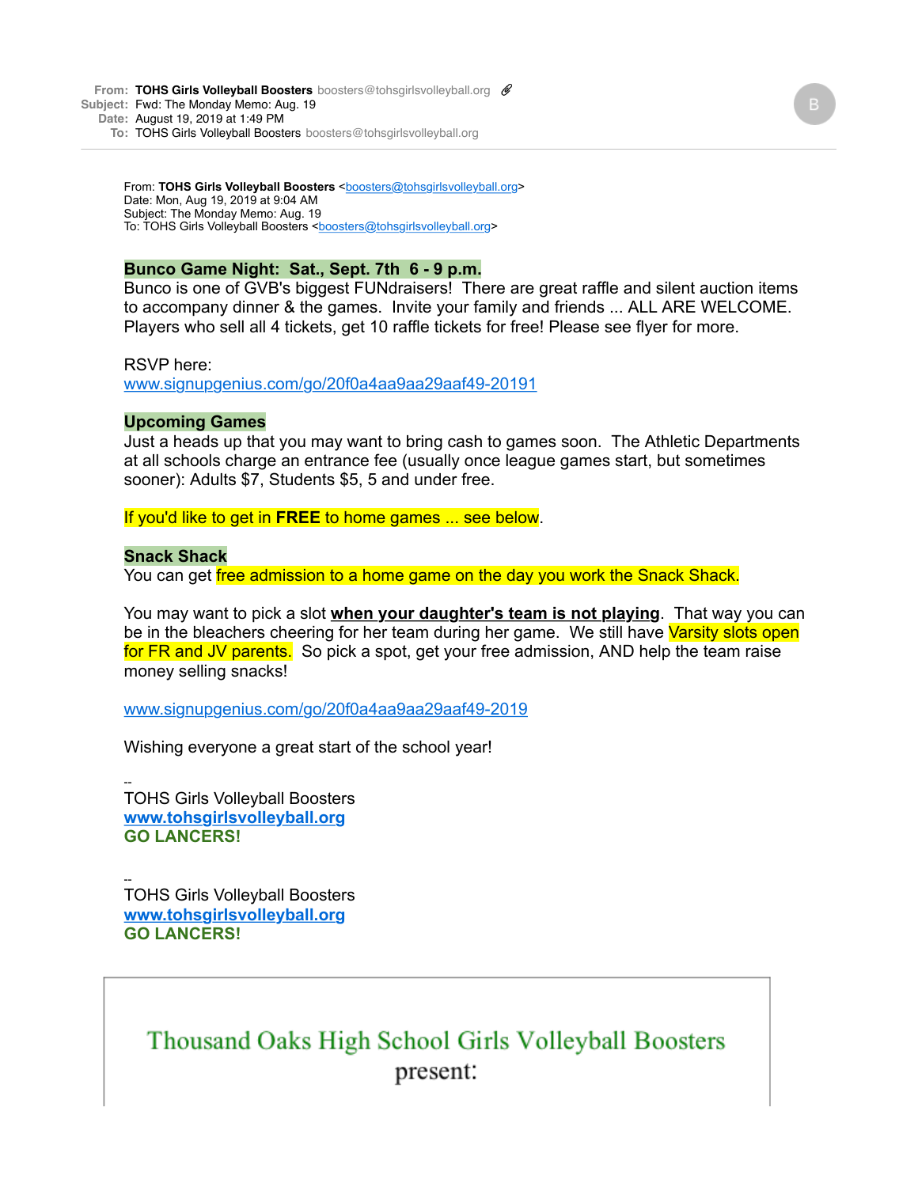**From:** TOHS Girls Volleyball Boosters boosters@tohsgirlsvolleyball.org
**Subject:** Fwd: The Monday Memo: Aug. 19
**Date:** August 19, 2019 at 1:49 PM
**To:** TOHS Girls Volleyball Boosters boosters@tohsgirlsvolleyball.org

From: **TOHS Girls Volleyball Boosters** <boosters@tohsgirlsvolleyball.org>
Date: Mon, Aug 19, 2019 at 9:04 AM
Subject: The Monday Memo: Aug. 19
To: TOHS Girls Volleyball Boosters <boosters@tohsgirlsvolleyball.org>

**Bunco Game Night: Sat., Sept. 7th 6 - 9 p.m.**

Bunco is one of GVB's biggest FUNdraisers! There are great raffle and silent auction items to accompany dinner & the games. Invite your family and friends ... ALL ARE WELCOME. Players who sell all 4 tickets, get 10 raffle tickets for free! Please see flyer for more.

RSVP here:
www.signupgenius.com/go/20f0a4aa9aa29aaf49-20191

**Upcoming Games**

Just a heads up that you may want to bring cash to games soon. The Athletic Departments at all schools charge an entrance fee (usually once league games start, but sometimes sooner): Adults $7, Students $5, 5 and under free.

If you'd like to get in **FREE** to home games ... see below.

**Snack Shack**

You can get free admission to a home game on the day you work the Snack Shack.

You may want to pick a slot **when your daughter's team is not playing**. That way you can be in the bleachers cheering for her team during her game. We still have Varsity slots open for FR and JV parents. So pick a spot, get your free admission, AND help the team raise money selling snacks!

www.signupgenius.com/go/20f0a4aa9aa29aaf49-2019

Wishing everyone a great start of the school year!

--
TOHS Girls Volleyball Boosters
**www.tohsgirlsvolleyball.org**
**GO LANCERS!**

--
TOHS Girls Volleyball Boosters
**www.tohsgirlsvolleyball.org**
**GO LANCERS!**

Thousand Oaks High School Girls Volleyball Boosters
present: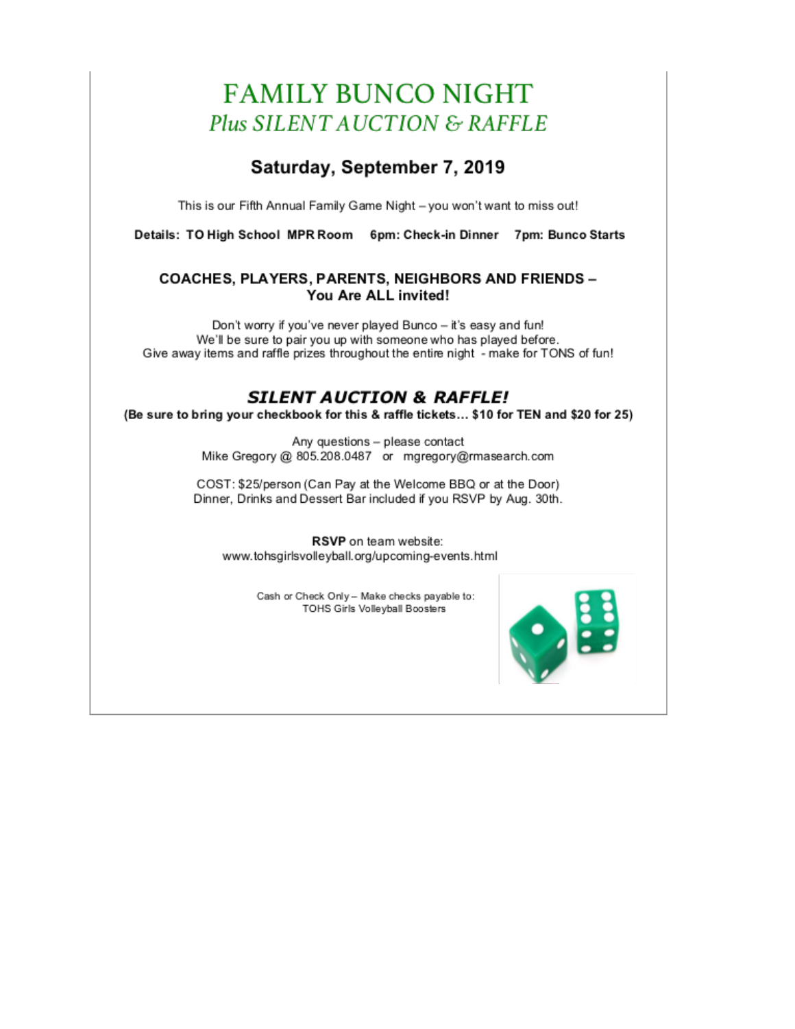# FAMILY BUNCO NIGHT

## *Plus SILENT AUCTION & RAFFLE*

### Saturday, September 7, 2019

This is our Fifth Annual Family Game Night – you won't want to miss out!

**Details: TO High School MPR Room 6pm: Check-in Dinner 7pm: Bunco Starts**

**COACHES, PLAYERS, PARENTS, NEIGHBORS AND FRIENDS – You Are ALL invited!**

Don't worry if you've never played Bunco – it's easy and fun!
We'll be sure to pair you up with someone who has played before.
Give away items and raffle prizes throughout the entire night - make for TONS of fun!

### *SILENT AUCTION & RAFFLE!*

**(Be sure to bring your checkbook for this & raffle tickets… $10 for TEN and $20 for 25)**

Any questions – please contact
Mike Gregory @ 805.208.0487 or mgregory@rmasearch.com

COST: $25/person (Can Pay at the Welcome BBQ or at the Door)
Dinner, Drinks and Dessert Bar included if you RSVP by Aug. 30th.

**RSVP** on team website:
www.tohsgirlsvolleyball.org/upcoming-events.html

Cash or Check Only – Make checks payable to:
TOHS Girls Volleyball Boosters